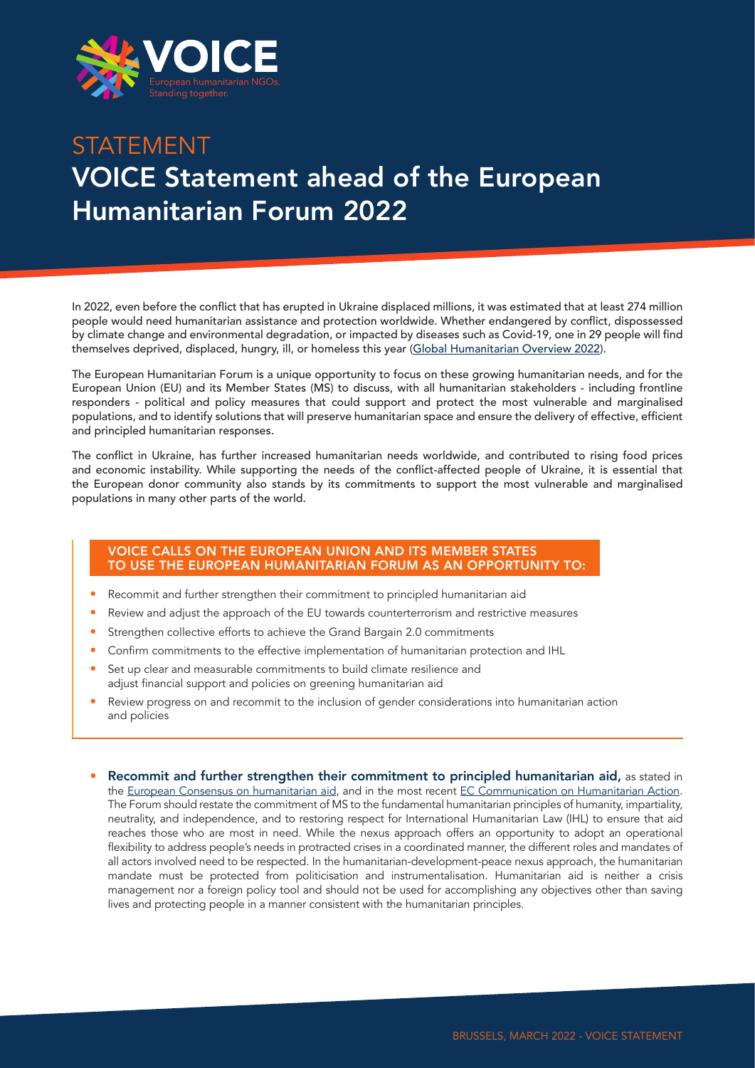# STATEMENT

# VOICE Statement ahead of the European Humanitarian Forum 2022

In 2022, even before the conflict that has erupted in Ukraine displaced millions, it was estimated that at least 274 million people would need humanitarian assistance and protection worldwide. Whether endangered by conflict, dispossessed by climate change and environmental degradation, or impacted by diseases such as Covid-19, one in 29 people will find themselves deprived, displaced, hungry, ill, or homeless this year (Global Humanitarian Overview 2022).

The European Humanitarian Forum is a unique opportunity to focus on these growing humanitarian needs, and for the European Union (EU) and its Member States (MS) to discuss, with all humanitarian stakeholders - including frontline responders - political and policy measures that could support and protect the most vulnerable and marginalised populations, and to identify solutions that will preserve humanitarian space and ensure the delivery of effective, efficient and principled humanitarian responses.

The conflict in Ukraine, has further increased humanitarian needs worldwide, and contributed to rising food prices and economic instability. While supporting the needs of the conflict-affected people of Ukraine, it is essential that the European donor community also stands by its commitments to support the most vulnerable and marginalised populations in many other parts of the world.

**VOICE CALLS ON THE EUROPEAN UNION AND ITS MEMBER STATES TO USE THE EUROPEAN HUMANITARIAN FORUM AS AN OPPORTUNITY TO:**

- Recommit and further strengthen their commitment to principled humanitarian aid
- Review and adjust the approach of the EU towards counterterrorism and restrictive measures
- Strengthen collective efforts to achieve the Grand Bargain 2.0 commitments
- Confirm commitments to the effective implementation of humanitarian protection and IHL
- Set up clear and measurable commitments to build climate resilience and adjust financial support and policies on greening humanitarian aid
- Review progress on and recommit to the inclusion of gender considerations into humanitarian action and policies

- **Recommit and further strengthen their commitment to principled humanitarian aid,** as stated in the European Consensus on humanitarian aid, and in the most recent EC Communication on Humanitarian Action. The Forum should restate the commitment of MS to the fundamental humanitarian principles of humanity, impartiality, neutrality, and independence, and to restoring respect for International Humanitarian Law (IHL) to ensure that aid reaches those who are most in need. While the nexus approach offers an opportunity to adopt an operational flexibility to address people's needs in protracted crises in a coordinated manner, the different roles and mandates of all actors involved need to be respected. In the humanitarian-development-peace nexus approach, the humanitarian mandate must be protected from politicisation and instrumentalisation. Humanitarian aid is neither a crisis management nor a foreign policy tool and should not be used for accomplishing any objectives other than saving lives and protecting people in a manner consistent with the humanitarian principles.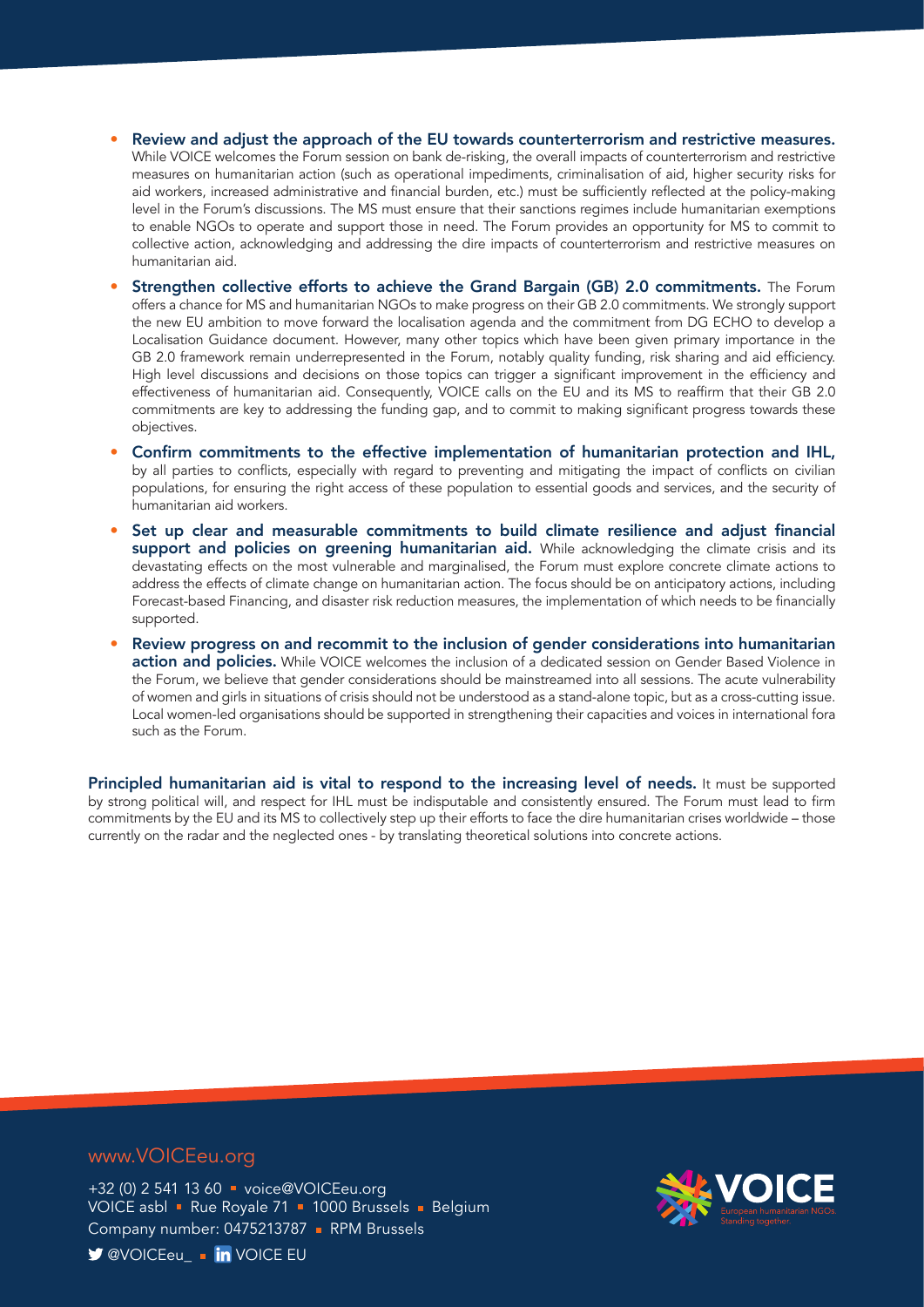- **Review and adjust the approach of the EU towards counterterrorism and restrictive measures.** While VOICE welcomes the Forum session on bank de-risking, the overall impacts of counterterrorism and restrictive measures on humanitarian action (such as operational impediments, criminalisation of aid, higher security risks for aid workers, increased administrative and financial burden, etc.) must be sufficiently reflected at the policy-making level in the Forum's discussions. The MS must ensure that their sanctions regimes include humanitarian exemptions to enable NGOs to operate and support those in need. The Forum provides an opportunity for MS to commit to collective action, acknowledging and addressing the dire impacts of counterterrorism and restrictive measures on humanitarian aid.
- **Strengthen collective efforts to achieve the Grand Bargain (GB) 2.0 commitments.** The Forum offers a chance for MS and humanitarian NGOs to make progress on their GB 2.0 commitments. We strongly support the new EU ambition to move forward the localisation agenda and the commitment from DG ECHO to develop a Localisation Guidance document. However, many other topics which have been given primary importance in the GB 2.0 framework remain underrepresented in the Forum, notably quality funding, risk sharing and aid efficiency. High level discussions and decisions on those topics can trigger a significant improvement in the efficiency and effectiveness of humanitarian aid. Consequently, VOICE calls on the EU and its MS to reaffirm that their GB 2.0 commitments are key to addressing the funding gap, and to commit to making significant progress towards these objectives.
- **Confirm commitments to the effective implementation of humanitarian protection and IHL,** by all parties to conflicts, especially with regard to preventing and mitigating the impact of conflicts on civilian populations, for ensuring the right access of these population to essential goods and services, and the security of humanitarian aid workers.
- **Set up clear and measurable commitments to build climate resilience and adjust financial support and policies on greening humanitarian aid.** While acknowledging the climate crisis and its devastating effects on the most vulnerable and marginalised, the Forum must explore concrete climate actions to address the effects of climate change on humanitarian action. The focus should be on anticipatory actions, including Forecast-based Financing, and disaster risk reduction measures, the implementation of which needs to be financially supported.
- **Review progress on and recommit to the inclusion of gender considerations into humanitarian action and policies.** While VOICE welcomes the inclusion of a dedicated session on Gender Based Violence in the Forum, we believe that gender considerations should be mainstreamed into all sessions. The acute vulnerability of women and girls in situations of crisis should not be understood as a stand-alone topic, but as a cross-cutting issue. Local women-led organisations should be supported in strengthening their capacities and voices in international fora such as the Forum.

**Principled humanitarian aid is vital to respond to the increasing level of needs.** It must be supported by strong political will, and respect for IHL must be indisputable and consistently ensured. The Forum must lead to firm commitments by the EU and its MS to collectively step up their efforts to face the dire humanitarian crises worldwide – those currently on the radar and the neglected ones - by translating theoretical solutions into concrete actions.

www.VOICEeu.org

+32 (0) 2 541 13 60 ▪ voice@VOICEeu.org
VOICE asbl ▪ Rue Royale 71 ▪ 1000 Brussels ▪ Belgium
Company number: 0475213787 ▪ RPM Brussels
@VOICEeu_ ▪ VOICE EU

VOICE
European humanitarian NGOs.
Standing together.